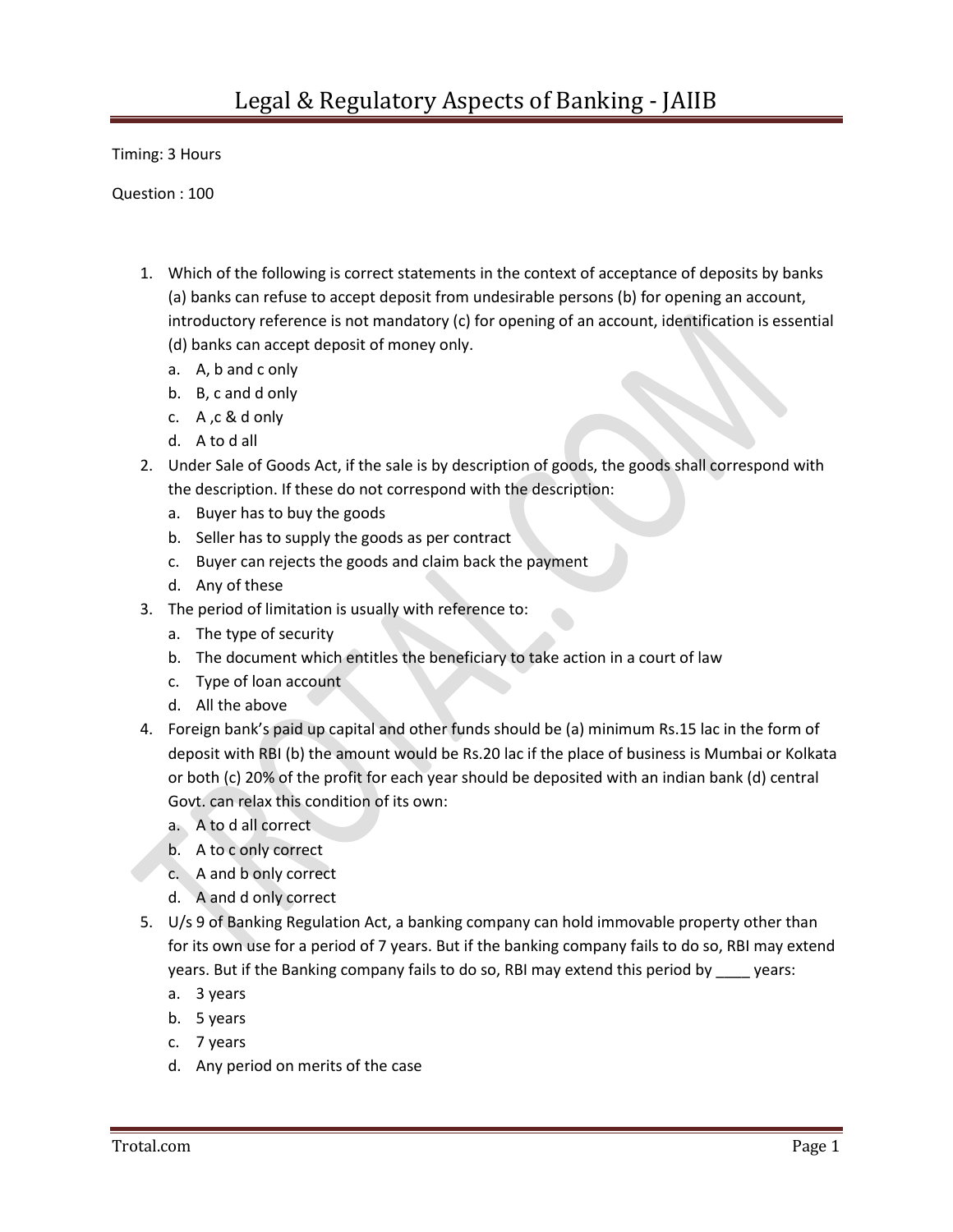# Legal & Regulatory Aspects of Banking - JAIIB

Timing: 3 Hours

Question : 100

1. Which of the following is correct statements in the context of acceptance of deposits by banks (a) banks can refuse to accept deposit from undesirable persons (b) for opening an account, introductory reference is not mandatory (c) for opening of an account, identification is essential (d) banks can accept deposit of money only.
   a. A, b and c only
   b. B, c and d only
   c. A ,c & d only
   d. A to d all
2. Under Sale of Goods Act, if the sale is by description of goods, the goods shall correspond with the description. If these do not correspond with the description:
   a. Buyer has to buy the goods
   b. Seller has to supply the goods as per contract
   c. Buyer can rejects the goods and claim back the payment
   d. Any of these
3. The period of limitation is usually with reference to:
   a. The type of security
   b. The document which entitles the beneficiary to take action in a court of law
   c. Type of loan account
   d. All the above
4. Foreign bank's paid up capital and other funds should be (a) minimum Rs.15 lac in the form of deposit with RBI (b) the amount would be Rs.20 lac if the place of business is Mumbai or Kolkata or both (c) 20% of the profit for each year should be deposited with an indian bank (d) central Govt. can relax this condition of its own:
   a. A to d all correct
   b. A to c only correct
   c. A and b only correct
   d. A and d only correct
5. U/s 9 of Banking Regulation Act, a banking company can hold immovable property other than for its own use for a period of 7 years. But if the banking company fails to do so, RBI may extend years. But if the Banking company fails to do so, RBI may extend this period by ____ years:
   a. 3 years
   b. 5 years
   c. 7 years
   d. Any period on merits of the case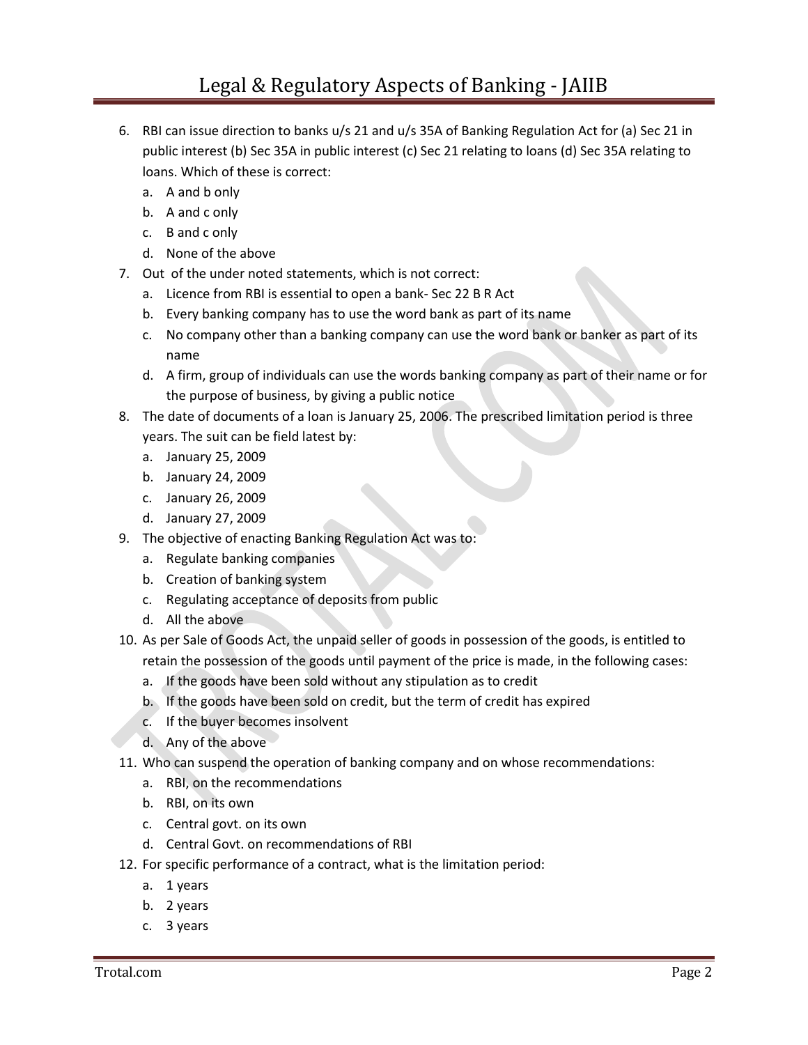6. RBI can issue direction to banks u/s 21 and u/s 35A of Banking Regulation Act for (a) Sec 21 in public interest (b) Sec 35A in public interest (c) Sec 21 relating to loans (d) Sec 35A relating to loans. Which of these is correct:
   a. A and b only
   b. A and c only
   c. B and c only
   d. None of the above
7. Out of the under noted statements, which is not correct:
   a. Licence from RBI is essential to open a bank- Sec 22 B R Act
   b. Every banking company has to use the word bank as part of its name
   c. No company other than a banking company can use the word bank or banker as part of its name
   d. A firm, group of individuals can use the words banking company as part of their name or for the purpose of business, by giving a public notice
8. The date of documents of a loan is January 25, 2006. The prescribed limitation period is three years. The suit can be field latest by:
   a. January 25, 2009
   b. January 24, 2009
   c. January 26, 2009
   d. January 27, 2009
9. The objective of enacting Banking Regulation Act was to:
   a. Regulate banking companies
   b. Creation of banking system
   c. Regulating acceptance of deposits from public
   d. All the above
10. As per Sale of Goods Act, the unpaid seller of goods in possession of the goods, is entitled to retain the possession of the goods until payment of the price is made, in the following cases:
    a. If the goods have been sold without any stipulation as to credit
    b. If the goods have been sold on credit, but the term of credit has expired
    c. If the buyer becomes insolvent
    d. Any of the above
11. Who can suspend the operation of banking company and on whose recommendations:
    a. RBI, on the recommendations
    b. RBI, on its own
    c. Central govt. on its own
    d. Central Govt. on recommendations of RBI
12. For specific performance of a contract, what is the limitation period:
    a. 1 years
    b. 2 years
    c. 3 years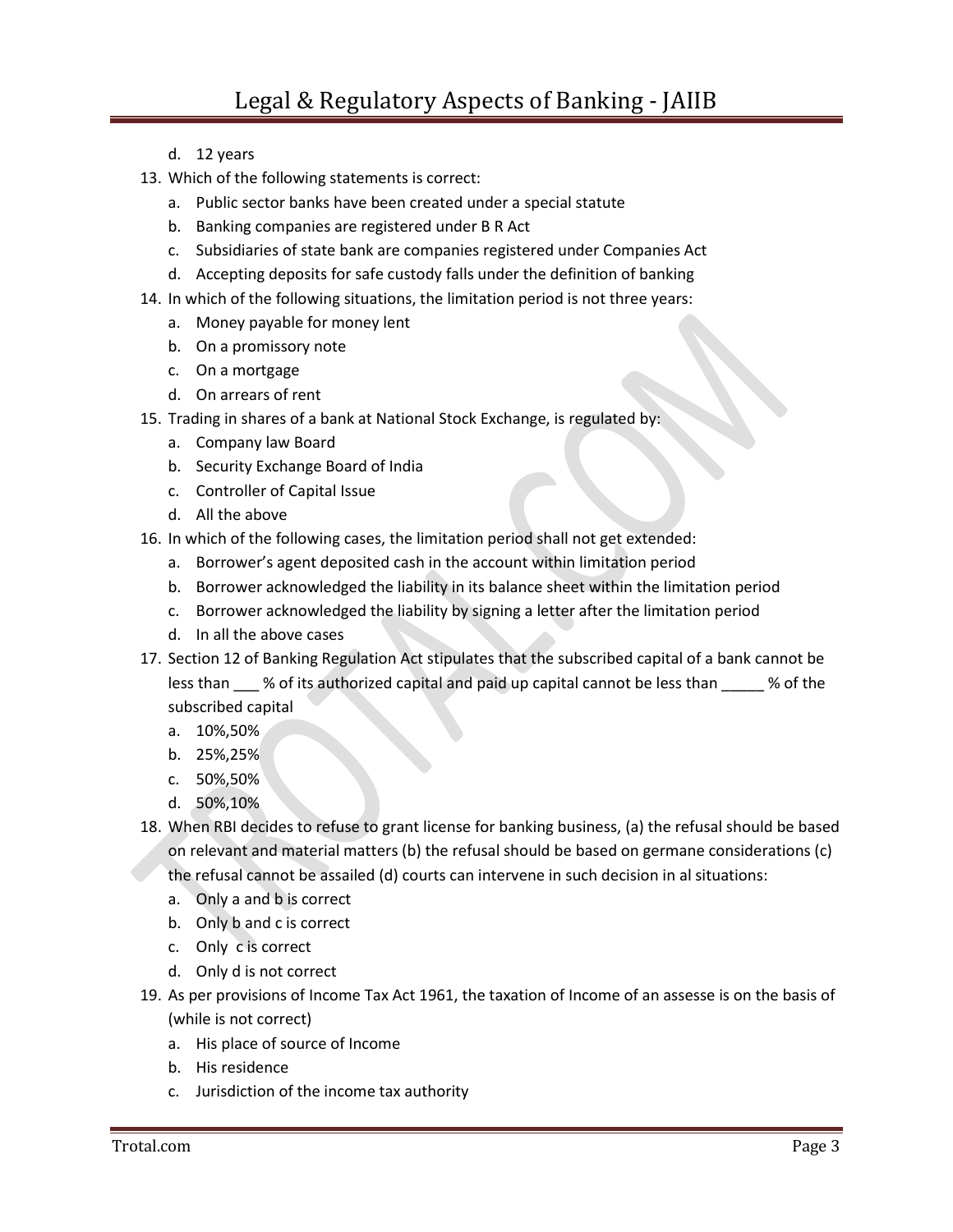d. 12 years

13. Which of the following statements is correct:
    a. Public sector banks have been created under a special statute
    b. Banking companies are registered under B R Act
    c. Subsidiaries of state bank are companies registered under Companies Act
    d. Accepting deposits for safe custody falls under the definition of banking
14. In which of the following situations, the limitation period is not three years:
    a. Money payable for money lent
    b. On a promissory note
    c. On a mortgage
    d. On arrears of rent
15. Trading in shares of a bank at National Stock Exchange, is regulated by:
    a. Company law Board
    b. Security Exchange Board of India
    c. Controller of Capital Issue
    d. All the above
16. In which of the following cases, the limitation period shall not get extended:
    a. Borrower's agent deposited cash in the account within limitation period
    b. Borrower acknowledged the liability in its balance sheet within the limitation period
    c. Borrower acknowledged the liability by signing a letter after the limitation period
    d. In all the above cases
17. Section 12 of Banking Regulation Act stipulates that the subscribed capital of a bank cannot be less than ___ % of its authorized capital and paid up capital cannot be less than _____ % of the subscribed capital
    a. 10%,50%
    b. 25%,25%
    c. 50%,50%
    d. 50%,10%
18. When RBI decides to refuse to grant license for banking business, (a) the refusal should be based on relevant and material matters (b) the refusal should be based on germane considerations (c) the refusal cannot be assailed (d) courts can intervene in such decision in al situations:
    a. Only a and b is correct
    b. Only b and c is correct
    c. Only c is correct
    d. Only d is not correct
19. As per provisions of Income Tax Act 1961, the taxation of Income of an assesse is on the basis of (while is not correct)
    a. His place of source of Income
    b. His residence
    c. Jurisdiction of the income tax authority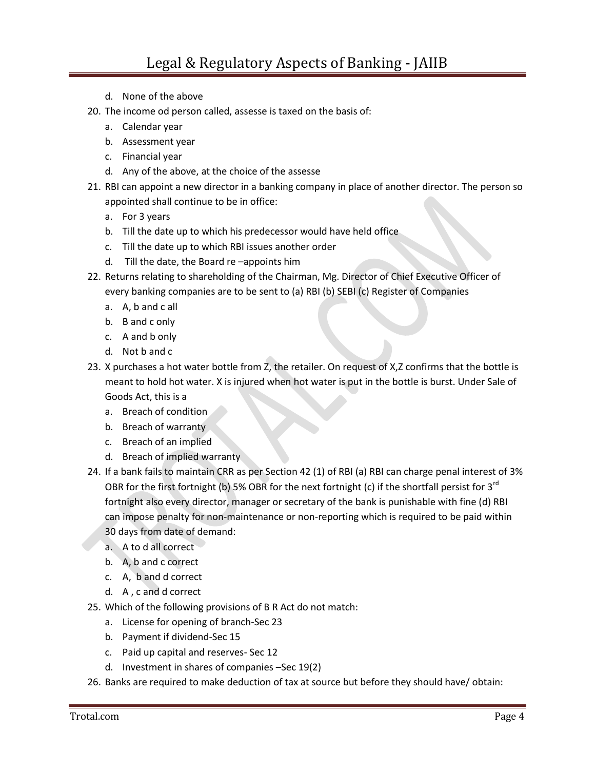d. None of the above

20. The income od person called, assesse is taxed on the basis of:
    a. Calendar year
    b. Assessment year
    c. Financial year
    d. Any of the above, at the choice of the assesse
21. RBI can appoint a new director in a banking company in place of another director. The person so appointed shall continue to be in office:
    a. For 3 years
    b. Till the date up to which his predecessor would have held office
    c. Till the date up to which RBI issues another order
    d. Till the date, the Board re –appoints him
22. Returns relating to shareholding of the Chairman, Mg. Director of Chief Executive Officer of every banking companies are to be sent to (a) RBI (b) SEBI (c) Register of Companies
    a. A, b and c all
    b. B and c only
    c. A and b only
    d. Not b and c
23. X purchases a hot water bottle from Z, the retailer. On request of X,Z confirms that the bottle is meant to hold hot water. X is injured when hot water is put in the bottle is burst. Under Sale of Goods Act, this is a
    a. Breach of condition
    b. Breach of warranty
    c. Breach of an implied
    d. Breach of implied warranty
24. If a bank fails to maintain CRR as per Section 42 (1) of RBI (a) RBI can charge penal interest of 3% OBR for the first fortnight (b) 5% OBR for the next fortnight (c) if the shortfall persist for 3rd fortnight also every director, manager or secretary of the bank is punishable with fine (d) RBI can impose penalty for non-maintenance or non-reporting which is required to be paid within 30 days from date of demand:
    a. A to d all correct
    b. A, b and c correct
    c. A, b and d correct
    d. A , c and d correct
25. Which of the following provisions of B R Act do not match:
    a. License for opening of branch-Sec 23
    b. Payment if dividend-Sec 15
    c. Paid up capital and reserves- Sec 12
    d. Investment in shares of companies –Sec 19(2)
26. Banks are required to make deduction of tax at source but before they should have/ obtain: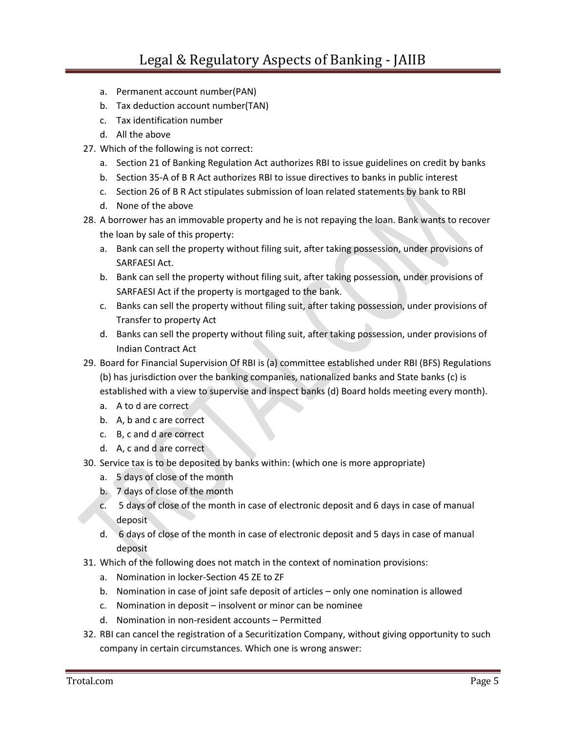a. Permanent account number(PAN)
b. Tax deduction account number(TAN)
c. Tax identification number
d. All the above

27. Which of the following is not correct:
    a. Section 21 of Banking Regulation Act authorizes RBI to issue guidelines on credit by banks
    b. Section 35-A of B R Act authorizes RBI to issue directives to banks in public interest
    c. Section 26 of B R Act stipulates submission of loan related statements by bank to RBI
    d. None of the above
28. A borrower has an immovable property and he is not repaying the loan. Bank wants to recover the loan by sale of this property:
    a. Bank can sell the property without filing suit, after taking possession, under provisions of SARFAESI Act.
    b. Bank can sell the property without filing suit, after taking possession, under provisions of SARFAESI Act if the property is mortgaged to the bank.
    c. Banks can sell the property without filing suit, after taking possession, under provisions of Transfer to property Act
    d. Banks can sell the property without filing suit, after taking possession, under provisions of Indian Contract Act
29. Board for Financial Supervision Of RBI is (a) committee established under RBI (BFS) Regulations (b) has jurisdiction over the banking companies, nationalized banks and State banks (c) is established with a view to supervise and inspect banks (d) Board holds meeting every month).
    a. A to d are correct
    b. A, b and c are correct
    c. B, c and d are correct
    d. A, c and d are correct
30. Service tax is to be deposited by banks within: (which one is more appropriate)
    a. 5 days of close of the month
    b. 7 days of close of the month
    c. 5 days of close of the month in case of electronic deposit and 6 days in case of manual deposit
    d. 6 days of close of the month in case of electronic deposit and 5 days in case of manual deposit
31. Which of the following does not match in the context of nomination provisions:
    a. Nomination in locker-Section 45 ZE to ZF
    b. Nomination in case of joint safe deposit of articles – only one nomination is allowed
    c. Nomination in deposit – insolvent or minor can be nominee
    d. Nomination in non-resident accounts – Permitted
32. RBI can cancel the registration of a Securitization Company, without giving opportunity to such company in certain circumstances. Which one is wrong answer: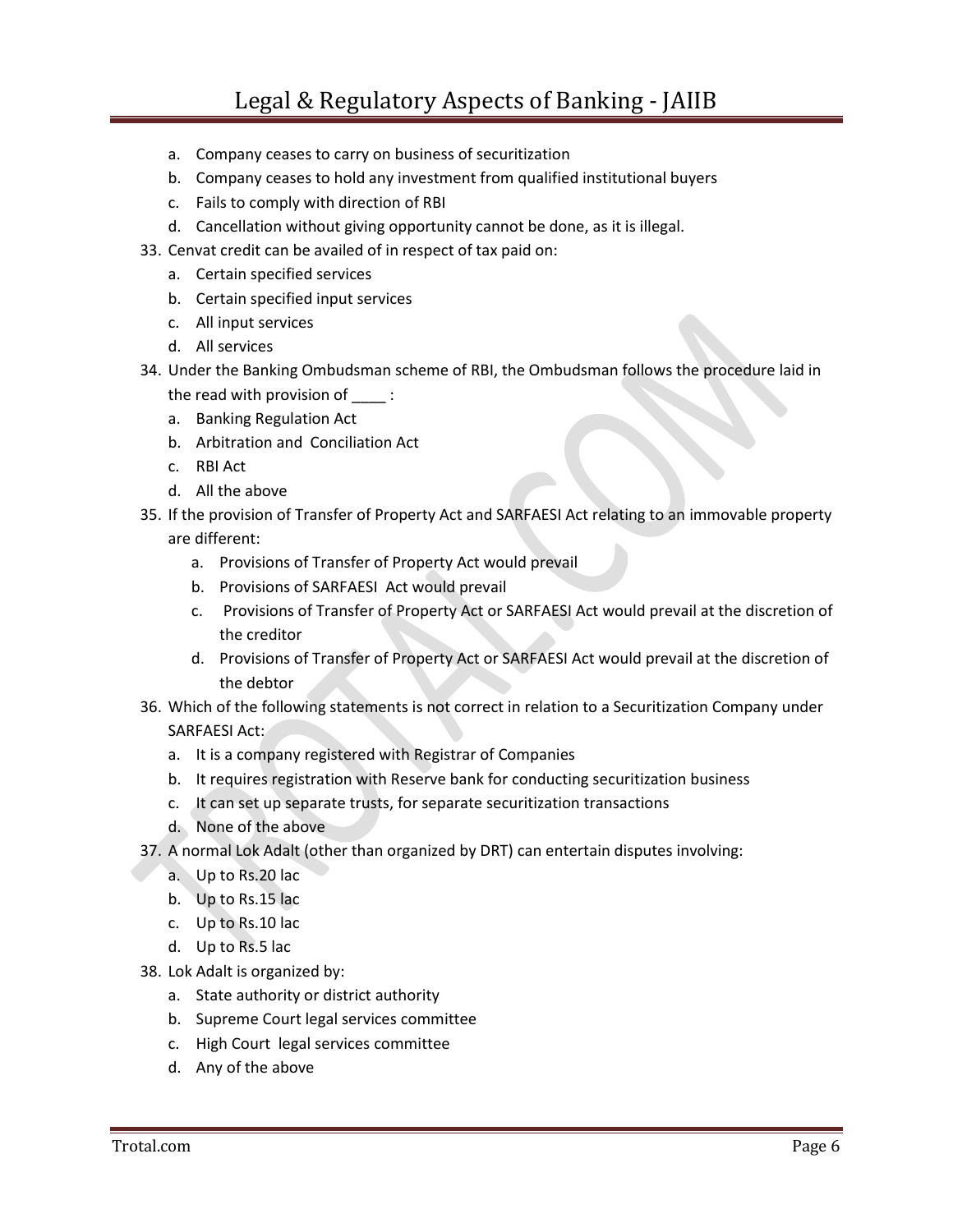a. Company ceases to carry on business of securitization
b. Company ceases to hold any investment from qualified institutional buyers
c. Fails to comply with direction of RBI
d. Cancellation without giving opportunity cannot be done, as it is illegal.

33. Cenvat credit can be availed of in respect of tax paid on:
    a. Certain specified services
    b. Certain specified input services
    c. All input services
    d. All services
34. Under the Banking Ombudsman scheme of RBI, the Ombudsman follows the procedure laid in the read with provision of ____ :
    a. Banking Regulation Act
    b. Arbitration and Conciliation Act
    c. RBI Act
    d. All the above
35. If the provision of Transfer of Property Act and SARFAESI Act relating to an immovable property are different:
    a. Provisions of Transfer of Property Act would prevail
    b. Provisions of SARFAESI Act would prevail
    c. Provisions of Transfer of Property Act or SARFAESI Act would prevail at the discretion of the creditor
    d. Provisions of Transfer of Property Act or SARFAESI Act would prevail at the discretion of the debtor
36. Which of the following statements is not correct in relation to a Securitization Company under SARFAESI Act:
    a. It is a company registered with Registrar of Companies
    b. It requires registration with Reserve bank for conducting securitization business
    c. It can set up separate trusts, for separate securitization transactions
    d. None of the above
37. A normal Lok Adalt (other than organized by DRT) can entertain disputes involving:
    a. Up to Rs.20 lac
    b. Up to Rs.15 lac
    c. Up to Rs.10 lac
    d. Up to Rs.5 lac
38. Lok Adalt is organized by:
    a. State authority or district authority
    b. Supreme Court legal services committee
    c. High Court legal services committee
    d. Any of the above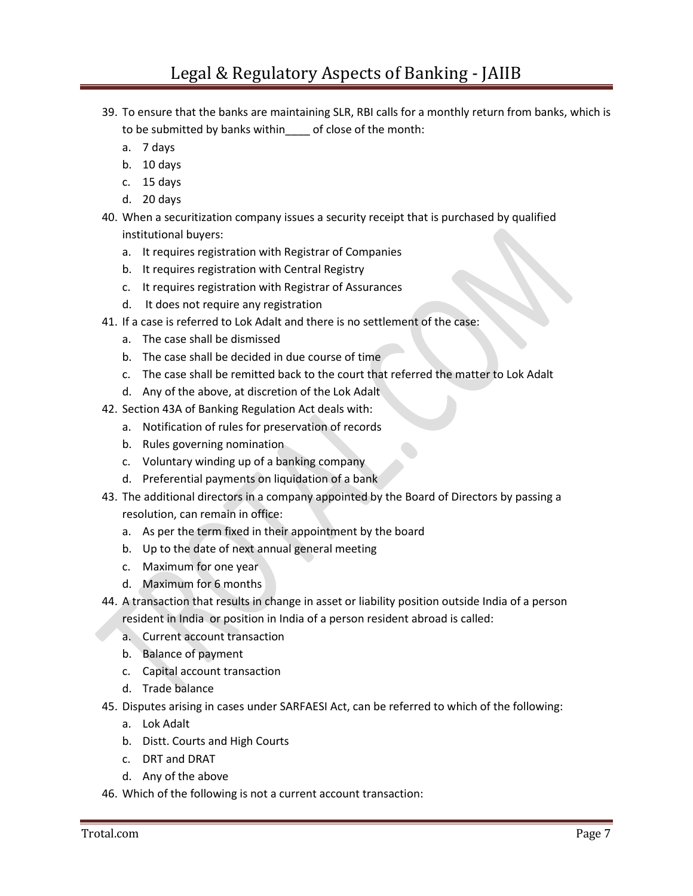39. To ensure that the banks are maintaining SLR, RBI calls for a monthly return from banks, which is to be submitted by banks within____ of close of the month:
    a. 7 days
    b. 10 days
    c. 15 days
    d. 20 days
40. When a securitization company issues a security receipt that is purchased by qualified institutional buyers:
    a. It requires registration with Registrar of Companies
    b. It requires registration with Central Registry
    c. It requires registration with Registrar of Assurances
    d. It does not require any registration
41. If a case is referred to Lok Adalt and there is no settlement of the case:
    a. The case shall be dismissed
    b. The case shall be decided in due course of time
    c. The case shall be remitted back to the court that referred the matter to Lok Adalt
    d. Any of the above, at discretion of the Lok Adalt
42. Section 43A of Banking Regulation Act deals with:
    a. Notification of rules for preservation of records
    b. Rules governing nomination
    c. Voluntary winding up of a banking company
    d. Preferential payments on liquidation of a bank
43. The additional directors in a company appointed by the Board of Directors by passing a resolution, can remain in office:
    a. As per the term fixed in their appointment by the board
    b. Up to the date of next annual general meeting
    c. Maximum for one year
    d. Maximum for 6 months
44. A transaction that results in change in asset or liability position outside India of a person resident in India or position in India of a person resident abroad is called:
    a. Current account transaction
    b. Balance of payment
    c. Capital account transaction
    d. Trade balance
45. Disputes arising in cases under SARFAESI Act, can be referred to which of the following:
    a. Lok Adalt
    b. Distt. Courts and High Courts
    c. DRT and DRAT
    d. Any of the above
46. Which of the following is not a current account transaction: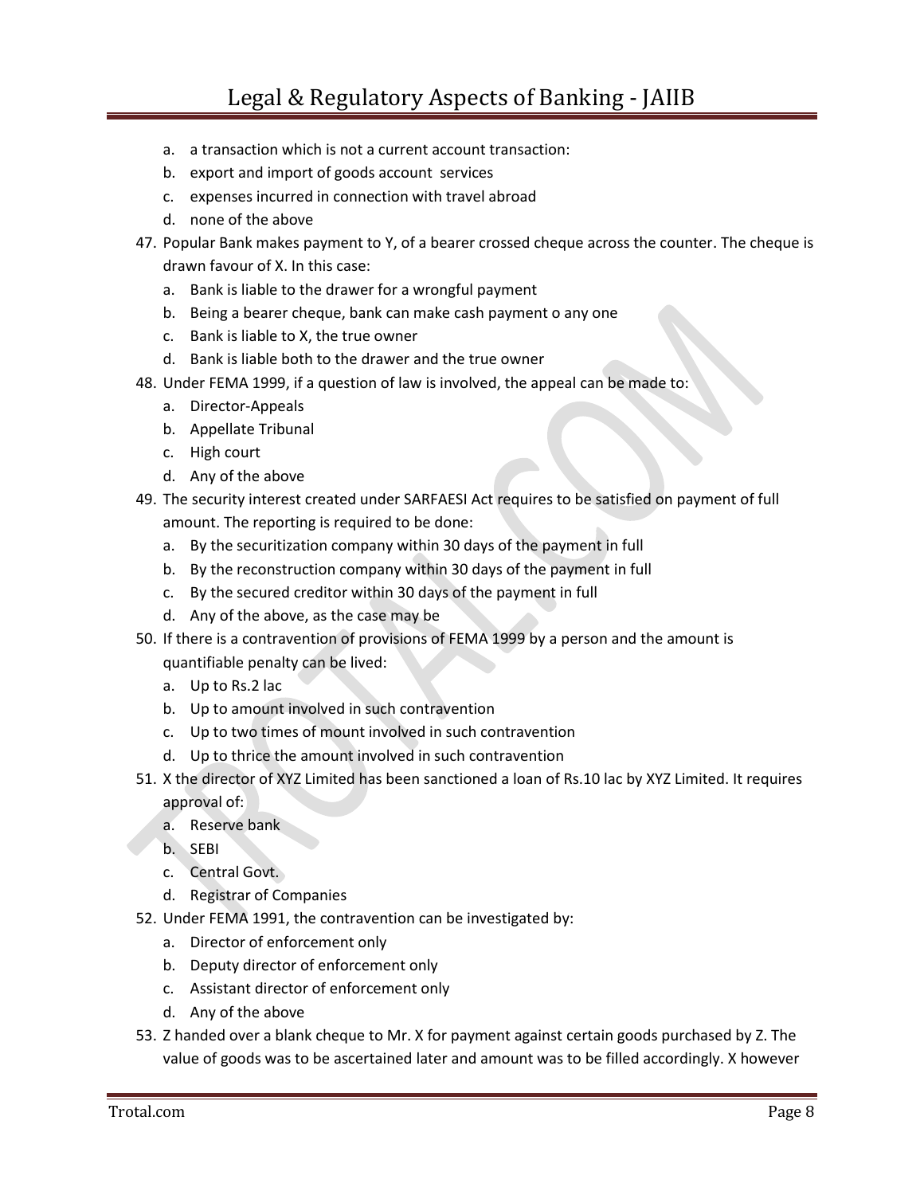a. a transaction which is not a current account transaction:
b. export and import of goods account services
c. expenses incurred in connection with travel abroad
d. none of the above

47. Popular Bank makes payment to Y, of a bearer crossed cheque across the counter. The cheque is drawn favour of X. In this case:
    a. Bank is liable to the drawer for a wrongful payment
    b. Being a bearer cheque, bank can make cash payment o any one
    c. Bank is liable to X, the true owner
    d. Bank is liable both to the drawer and the true owner
48. Under FEMA 1999, if a question of law is involved, the appeal can be made to:
    a. Director-Appeals
    b. Appellate Tribunal
    c. High court
    d. Any of the above
49. The security interest created under SARFAESI Act requires to be satisfied on payment of full amount. The reporting is required to be done:
    a. By the securitization company within 30 days of the payment in full
    b. By the reconstruction company within 30 days of the payment in full
    c. By the secured creditor within 30 days of the payment in full
    d. Any of the above, as the case may be
50. If there is a contravention of provisions of FEMA 1999 by a person and the amount is quantifiable penalty can be lived:
    a. Up to Rs.2 lac
    b. Up to amount involved in such contravention
    c. Up to two times of mount involved in such contravention
    d. Up to thrice the amount involved in such contravention
51. X the director of XYZ Limited has been sanctioned a loan of Rs.10 lac by XYZ Limited. It requires approval of:
    a. Reserve bank
    b. SEBI
    c. Central Govt.
    d. Registrar of Companies
52. Under FEMA 1991, the contravention can be investigated by:
    a. Director of enforcement only
    b. Deputy director of enforcement only
    c. Assistant director of enforcement only
    d. Any of the above
53. Z handed over a blank cheque to Mr. X for payment against certain goods purchased by Z. The value of goods was to be ascertained later and amount was to be filled accordingly. X however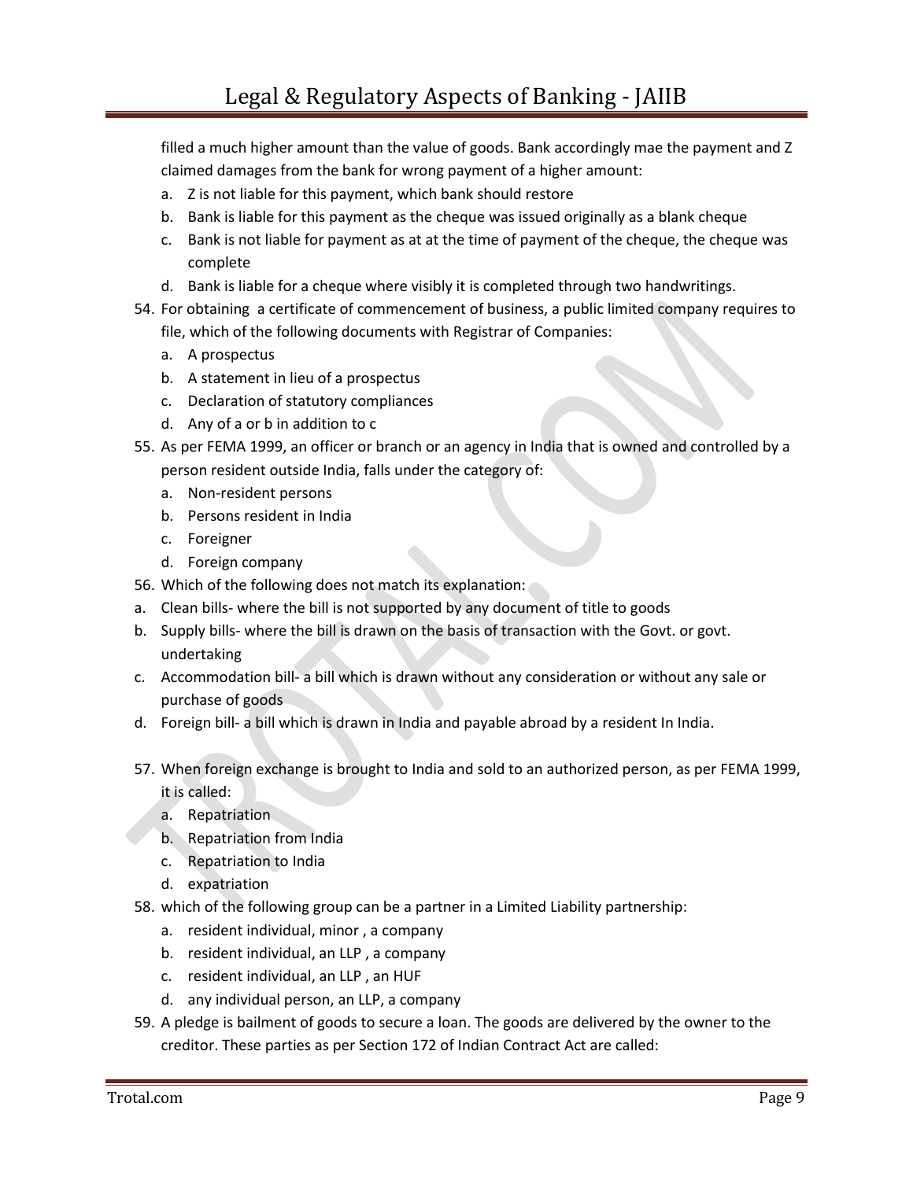filled a much higher amount than the value of goods. Bank accordingly mae the payment and Z claimed damages from the bank for wrong payment of a higher amount:

a. Z is not liable for this payment, which bank should restore
b. Bank is liable for this payment as the cheque was issued originally as a blank cheque
c. Bank is not liable for payment as at at the time of payment of the cheque, the cheque was complete
d. Bank is liable for a cheque where visibly it is completed through two handwritings.

54. For obtaining a certificate of commencement of business, a public limited company requires to file, which of the following documents with Registrar of Companies:
    a. A prospectus
    b. A statement in lieu of a prospectus
    c. Declaration of statutory compliances
    d. Any of a or b in addition to c
55. As per FEMA 1999, an officer or branch or an agency in India that is owned and controlled by a person resident outside India, falls under the category of:
    a. Non-resident persons
    b. Persons resident in India
    c. Foreigner
    d. Foreign company
56. Which of the following does not match its explanation:

a. Clean bills- where the bill is not supported by any document of title to goods
b. Supply bills- where the bill is drawn on the basis of transaction with the Govt. or govt. undertaking
c. Accommodation bill- a bill which is drawn without any consideration or without any sale or purchase of goods
d. Foreign bill- a bill which is drawn in India and payable abroad by a resident In India.

57. When foreign exchange is brought to India and sold to an authorized person, as per FEMA 1999, it is called:
    a. Repatriation
    b. Repatriation from India
    c. Repatriation to India
    d. expatriation
58. which of the following group can be a partner in a Limited Liability partnership:
    a. resident individual, minor , a company
    b. resident individual, an LLP , a company
    c. resident individual, an LLP , an HUF
    d. any individual person, an LLP, a company
59. A pledge is bailment of goods to secure a loan. The goods are delivered by the owner to the creditor. These parties as per Section 172 of Indian Contract Act are called: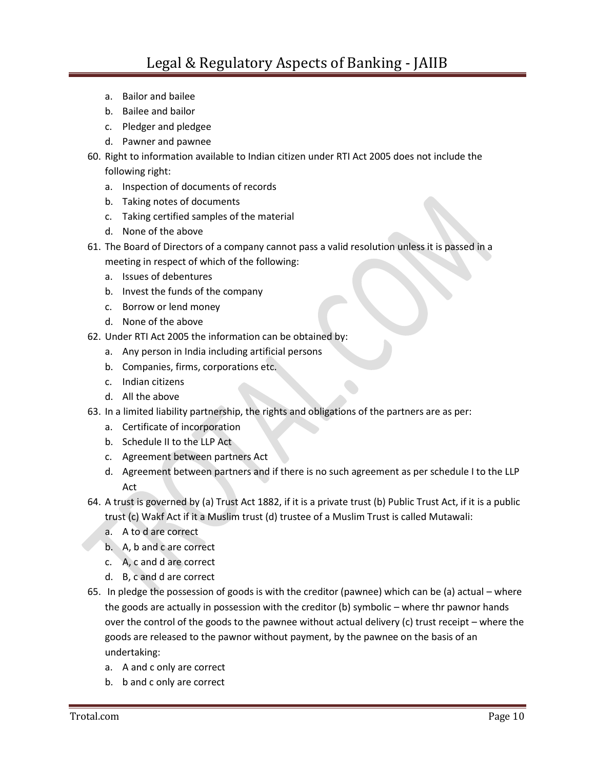a. Bailor and bailee
b. Bailee and bailor
c. Pledger and pledgee
d. Pawner and pawnee

60. Right to information available to Indian citizen under RTI Act 2005 does not include the following right:
    a. Inspection of documents of records
    b. Taking notes of documents
    c. Taking certified samples of the material
    d. None of the above
61. The Board of Directors of a company cannot pass a valid resolution unless it is passed in a meeting in respect of which of the following:
    a. Issues of debentures
    b. Invest the funds of the company
    c. Borrow or lend money
    d. None of the above
62. Under RTI Act 2005 the information can be obtained by:
    a. Any person in India including artificial persons
    b. Companies, firms, corporations etc.
    c. Indian citizens
    d. All the above
63. In a limited liability partnership, the rights and obligations of the partners are as per:
    a. Certificate of incorporation
    b. Schedule II to the LLP Act
    c. Agreement between partners Act
    d. Agreement between partners and if there is no such agreement as per schedule I to the LLP Act
64. A trust is governed by (a) Trust Act 1882, if it is a private trust (b) Public Trust Act, if it is a public trust (c) Wakf Act if it a Muslim trust (d) trustee of a Muslim Trust is called Mutawali:
    a. A to d are correct
    b. A, b and c are correct
    c. A, c and d are correct
    d. B, c and d are correct
65. In pledge the possession of goods is with the creditor (pawnee) which can be (a) actual – where the goods are actually in possession with the creditor (b) symbolic – where thr pawnor hands over the control of the goods to the pawnee without actual delivery (c) trust receipt – where the goods are released to the pawnor without payment, by the pawnee on the basis of an undertaking:
    a. A and c only are correct
    b. b and c only are correct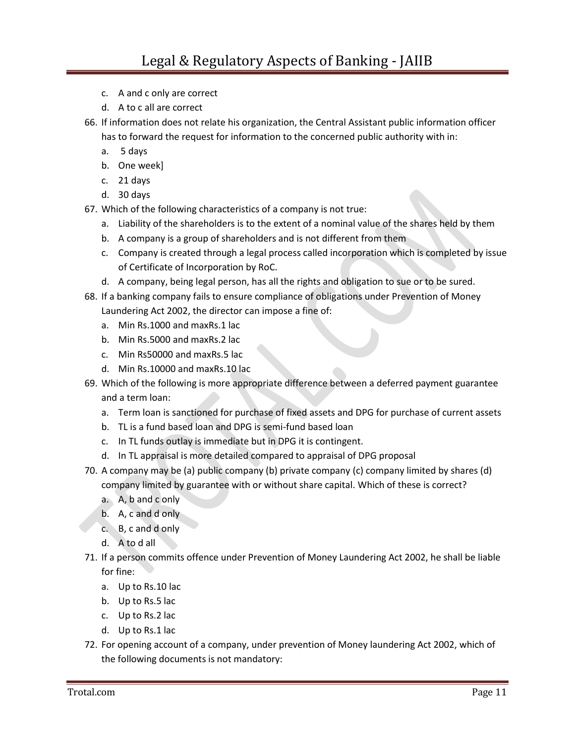c. A and c only are correct
d. A to c all are correct

66. If information does not relate his organization, the Central Assistant public information officer has to forward the request for information to the concerned public authority with in:
    a. 5 days
    b. One week]
    c. 21 days
    d. 30 days
67. Which of the following characteristics of a company is not true:
    a. Liability of the shareholders is to the extent of a nominal value of the shares held by them
    b. A company is a group of shareholders and is not different from them
    c. Company is created through a legal process called incorporation which is completed by issue of Certificate of Incorporation by RoC.
    d. A company, being legal person, has all the rights and obligation to sue or to be sured.
68. If a banking company fails to ensure compliance of obligations under Prevention of Money Laundering Act 2002, the director can impose a fine of:
    a. Min Rs.1000 and maxRs.1 lac
    b. Min Rs.5000 and maxRs.2 lac
    c. Min Rs50000 and maxRs.5 lac
    d. Min Rs.10000 and maxRs.10 lac
69. Which of the following is more appropriate difference between a deferred payment guarantee and a term loan:
    a. Term loan is sanctioned for purchase of fixed assets and DPG for purchase of current assets
    b. TL is a fund based loan and DPG is semi-fund based loan
    c. In TL funds outlay is immediate but in DPG it is contingent.
    d. In TL appraisal is more detailed compared to appraisal of DPG proposal
70. A company may be (a) public company (b) private company (c) company limited by shares (d) company limited by guarantee with or without share capital. Which of these is correct?
    a. A, b and c only
    b. A, c and d only
    c. B, c and d only
    d. A to d all
71. If a person commits offence under Prevention of Money Laundering Act 2002, he shall be liable for fine:
    a. Up to Rs.10 lac
    b. Up to Rs.5 lac
    c. Up to Rs.2 lac
    d. Up to Rs.1 lac
72. For opening account of a company, under prevention of Money laundering Act 2002, which of the following documents is not mandatory: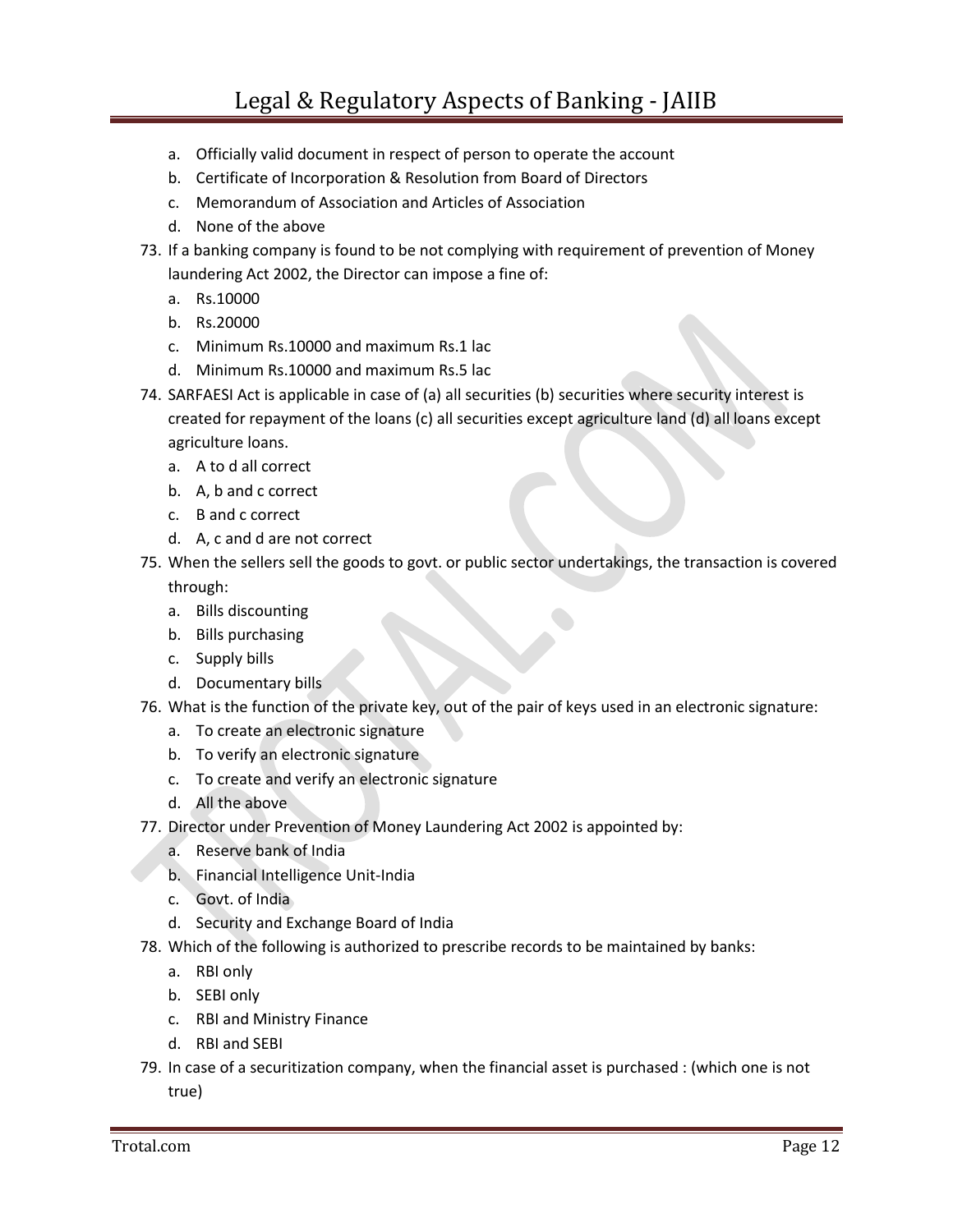a. Officially valid document in respect of person to operate the account
b. Certificate of Incorporation & Resolution from Board of Directors
c. Memorandum of Association and Articles of Association
d. None of the above

73. If a banking company is found to be not complying with requirement of prevention of Money laundering Act 2002, the Director can impose a fine of:
    a. Rs.10000
    b. Rs.20000
    c. Minimum Rs.10000 and maximum Rs.1 lac
    d. Minimum Rs.10000 and maximum Rs.5 lac
74. SARFAESI Act is applicable in case of (a) all securities (b) securities where security interest is created for repayment of the loans (c) all securities except agriculture land (d) all loans except agriculture loans.
    a. A to d all correct
    b. A, b and c correct
    c. B and c correct
    d. A, c and d are not correct
75. When the sellers sell the goods to govt. or public sector undertakings, the transaction is covered through:
    a. Bills discounting
    b. Bills purchasing
    c. Supply bills
    d. Documentary bills
76. What is the function of the private key, out of the pair of keys used in an electronic signature:
    a. To create an electronic signature
    b. To verify an electronic signature
    c. To create and verify an electronic signature
    d. All the above
77. Director under Prevention of Money Laundering Act 2002 is appointed by:
    a. Reserve bank of India
    b. Financial Intelligence Unit-India
    c. Govt. of India
    d. Security and Exchange Board of India
78. Which of the following is authorized to prescribe records to be maintained by banks:
    a. RBI only
    b. SEBI only
    c. RBI and Ministry Finance
    d. RBI and SEBI
79. In case of a securitization company, when the financial asset is purchased : (which one is not true)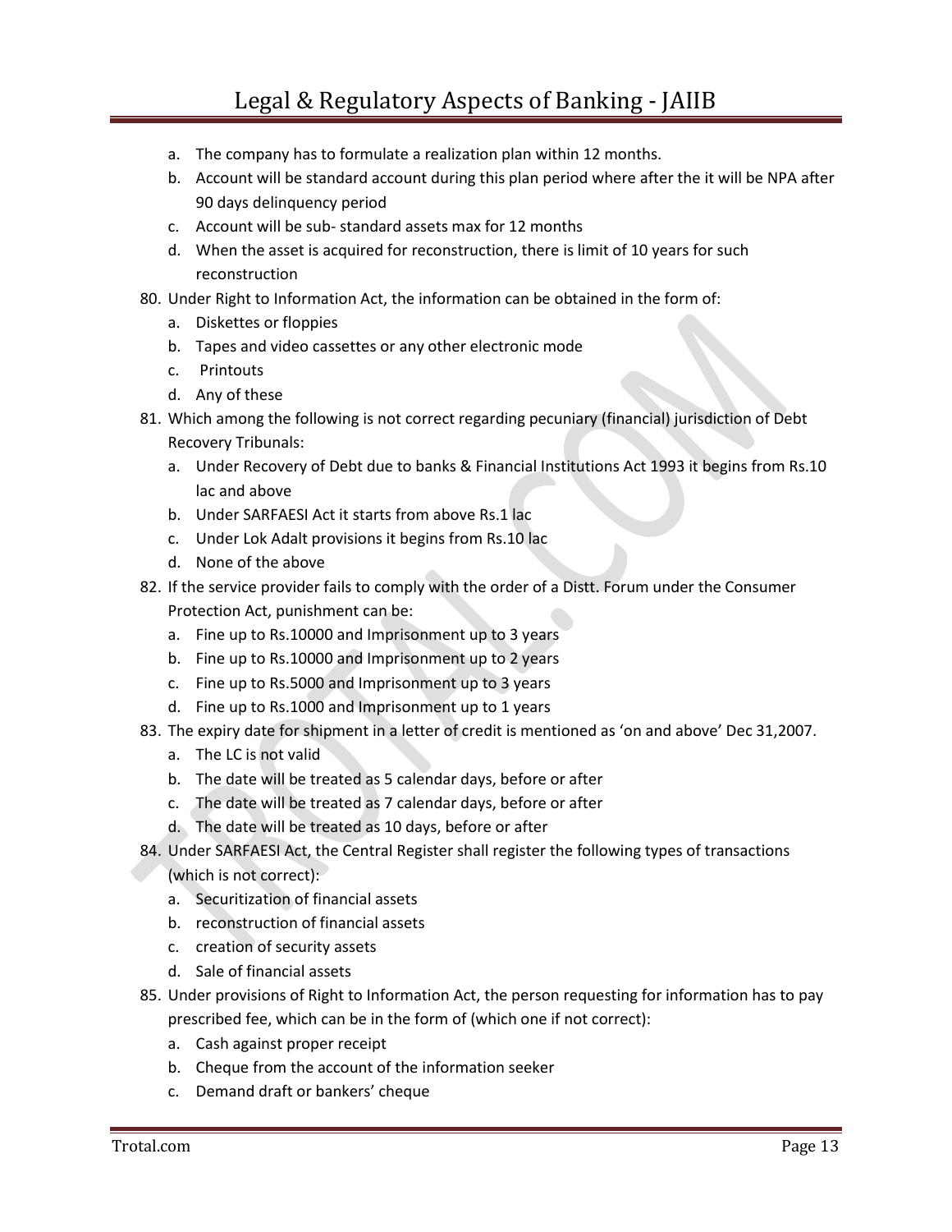a. The company has to formulate a realization plan within 12 months.
b. Account will be standard account during this plan period where after the it will be NPA after 90 days delinquency period
c. Account will be sub- standard assets max for 12 months
d. When the asset is acquired for reconstruction, there is limit of 10 years for such reconstruction

80. Under Right to Information Act, the information can be obtained in the form of:
    a. Diskettes or floppies
    b. Tapes and video cassettes or any other electronic mode
    c. Printouts
    d. Any of these
81. Which among the following is not correct regarding pecuniary (financial) jurisdiction of Debt Recovery Tribunals:
    a. Under Recovery of Debt due to banks & Financial Institutions Act 1993 it begins from Rs.10 lac and above
    b. Under SARFAESI Act it starts from above Rs.1 lac
    c. Under Lok Adalt provisions it begins from Rs.10 lac
    d. None of the above
82. If the service provider fails to comply with the order of a Distt. Forum under the Consumer Protection Act, punishment can be:
    a. Fine up to Rs.10000 and Imprisonment up to 3 years
    b. Fine up to Rs.10000 and Imprisonment up to 2 years
    c. Fine up to Rs.5000 and Imprisonment up to 3 years
    d. Fine up to Rs.1000 and Imprisonment up to 1 years
83. The expiry date for shipment in a letter of credit is mentioned as 'on and above' Dec 31,2007.
    a. The LC is not valid
    b. The date will be treated as 5 calendar days, before or after
    c. The date will be treated as 7 calendar days, before or after
    d. The date will be treated as 10 days, before or after
84. Under SARFAESI Act, the Central Register shall register the following types of transactions (which is not correct):
    a. Securitization of financial assets
    b. reconstruction of financial assets
    c. creation of security assets
    d. Sale of financial assets
85. Under provisions of Right to Information Act, the person requesting for information has to pay prescribed fee, which can be in the form of (which one if not correct):
    a. Cash against proper receipt
    b. Cheque from the account of the information seeker
    c. Demand draft or bankers' cheque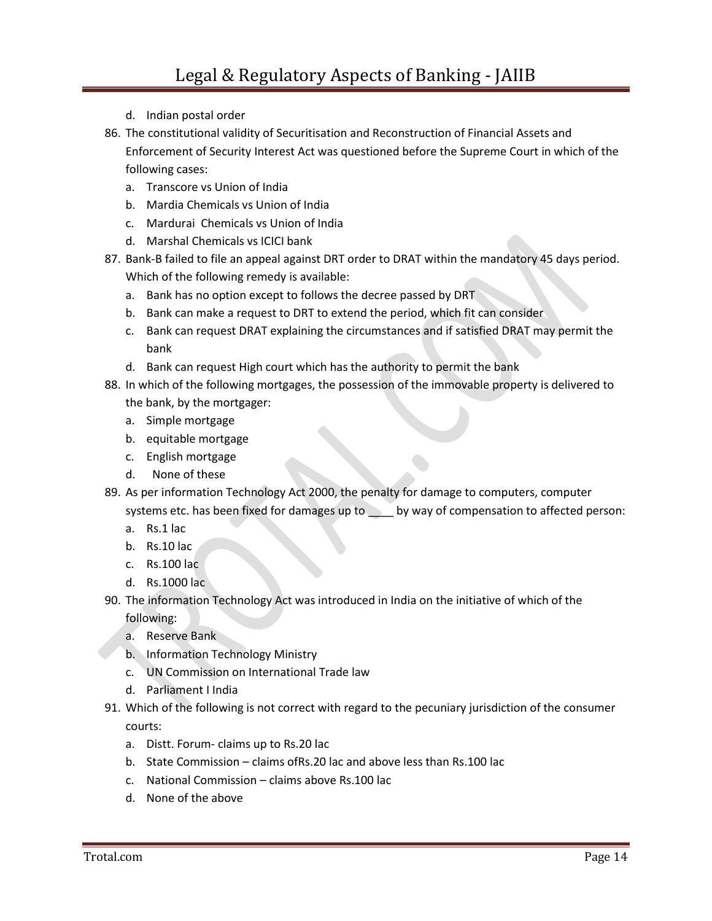d. Indian postal order

86. The constitutional validity of Securitisation and Reconstruction of Financial Assets and Enforcement of Security Interest Act was questioned before the Supreme Court in which of the following cases:
    a. Transcore vs Union of India
    b. Mardia Chemicals vs Union of India
    c. Mardurai Chemicals vs Union of India
    d. Marshal Chemicals vs ICICI bank
87. Bank-B failed to file an appeal against DRT order to DRAT within the mandatory 45 days period. Which of the following remedy is available:
    a. Bank has no option except to follows the decree passed by DRT
    b. Bank can make a request to DRT to extend the period, which fit can consider
    c. Bank can request DRAT explaining the circumstances and if satisfied DRAT may permit the bank
    d. Bank can request High court which has the authority to permit the bank
88. In which of the following mortgages, the possession of the immovable property is delivered to the bank, by the mortgager:
    a. Simple mortgage
    b. equitable mortgage
    c. English mortgage
    d. None of these
89. As per information Technology Act 2000, the penalty for damage to computers, computer systems etc. has been fixed for damages up to ____ by way of compensation to affected person:
    a. Rs.1 lac
    b. Rs.10 lac
    c. Rs.100 lac
    d. Rs.1000 lac
90. The information Technology Act was introduced in India on the initiative of which of the following:
    a. Reserve Bank
    b. Information Technology Ministry
    c. UN Commission on International Trade law
    d. Parliament I India
91. Which of the following is not correct with regard to the pecuniary jurisdiction of the consumer courts:
    a. Distt. Forum- claims up to Rs.20 lac
    b. State Commission – claims ofRs.20 lac and above less than Rs.100 lac
    c. National Commission – claims above Rs.100 lac
    d. None of the above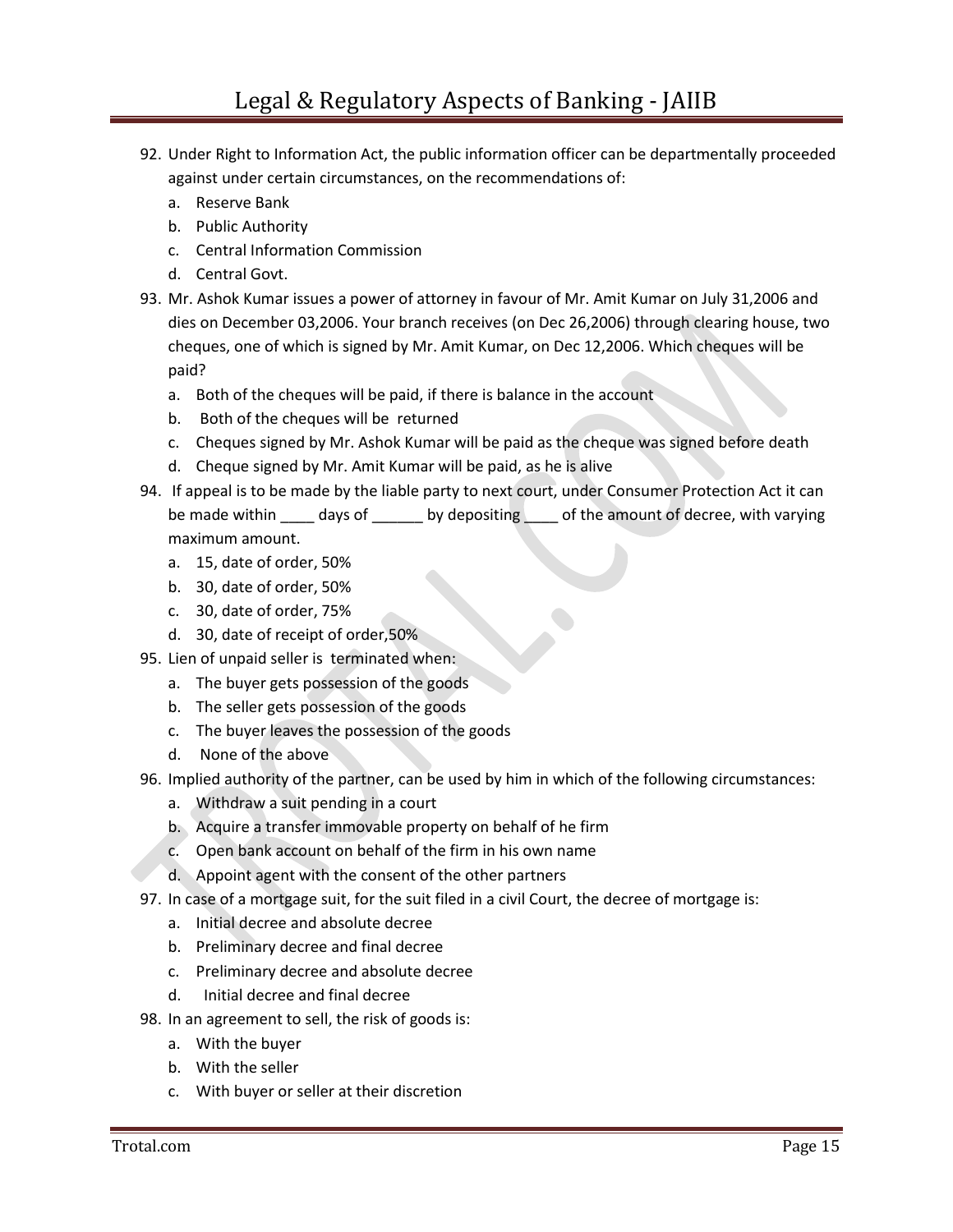92. Under Right to Information Act, the public information officer can be departmentally proceeded against under certain circumstances, on the recommendations of:
    a. Reserve Bank
    b. Public Authority
    c. Central Information Commission
    d. Central Govt.
93. Mr. Ashok Kumar issues a power of attorney in favour of Mr. Amit Kumar on July 31,2006 and dies on December 03,2006. Your branch receives (on Dec 26,2006) through clearing house, two cheques, one of which is signed by Mr. Amit Kumar, on Dec 12,2006. Which cheques will be paid?
    a. Both of the cheques will be paid, if there is balance in the account
    b. Both of the cheques will be returned
    c. Cheques signed by Mr. Ashok Kumar will be paid as the cheque was signed before death
    d. Cheque signed by Mr. Amit Kumar will be paid, as he is alive
94. If appeal is to be made by the liable party to next court, under Consumer Protection Act it can be made within ____ days of ______ by depositing ____ of the amount of decree, with varying maximum amount.
    a. 15, date of order, 50%
    b. 30, date of order, 50%
    c. 30, date of order, 75%
    d. 30, date of receipt of order,50%
95. Lien of unpaid seller is terminated when:
    a. The buyer gets possession of the goods
    b. The seller gets possession of the goods
    c. The buyer leaves the possession of the goods
    d. None of the above
96. Implied authority of the partner, can be used by him in which of the following circumstances:
    a. Withdraw a suit pending in a court
    b. Acquire a transfer immovable property on behalf of he firm
    c. Open bank account on behalf of the firm in his own name
    d. Appoint agent with the consent of the other partners
97. In case of a mortgage suit, for the suit filed in a civil Court, the decree of mortgage is:
    a. Initial decree and absolute decree
    b. Preliminary decree and final decree
    c. Preliminary decree and absolute decree
    d. Initial decree and final decree
98. In an agreement to sell, the risk of goods is:
    a. With the buyer
    b. With the seller
    c. With buyer or seller at their discretion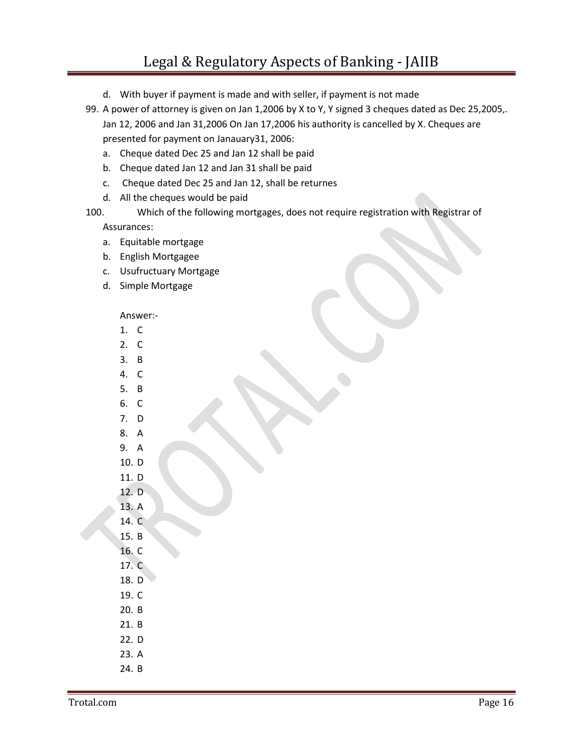d. With buyer if payment is made and with seller, if payment is not made

99. A power of attorney is given on Jan 1,2006 by X to Y, Y signed 3 cheques dated as Dec 25,2005,. Jan 12, 2006 and Jan 31,2006 On Jan 17,2006 his authority is cancelled by X. Cheques are presented for payment on Janauary31, 2006:
    a. Cheque dated Dec 25 and Jan 12 shall be paid
    b. Cheque dated Jan 12 and Jan 31 shall be paid
    c. Cheque dated Dec 25 and Jan 12, shall be returnes
    d. All the cheques would be paid

100. Which of the following mortgages, does not require registration with Registrar of Assurances:
    a. Equitable mortgage
    b. English Mortgagee
    c. Usufructuary Mortgage
    d. Simple Mortgage

Answer:-

1. C
2. C
3. B
4. C
5. B
6. C
7. D
8. A
9. A
10. D
11. D
12. D
13. A
14. C
15. B
16. C
17. C
18. D
19. C
20. B
21. B
22. D
23. A
24. B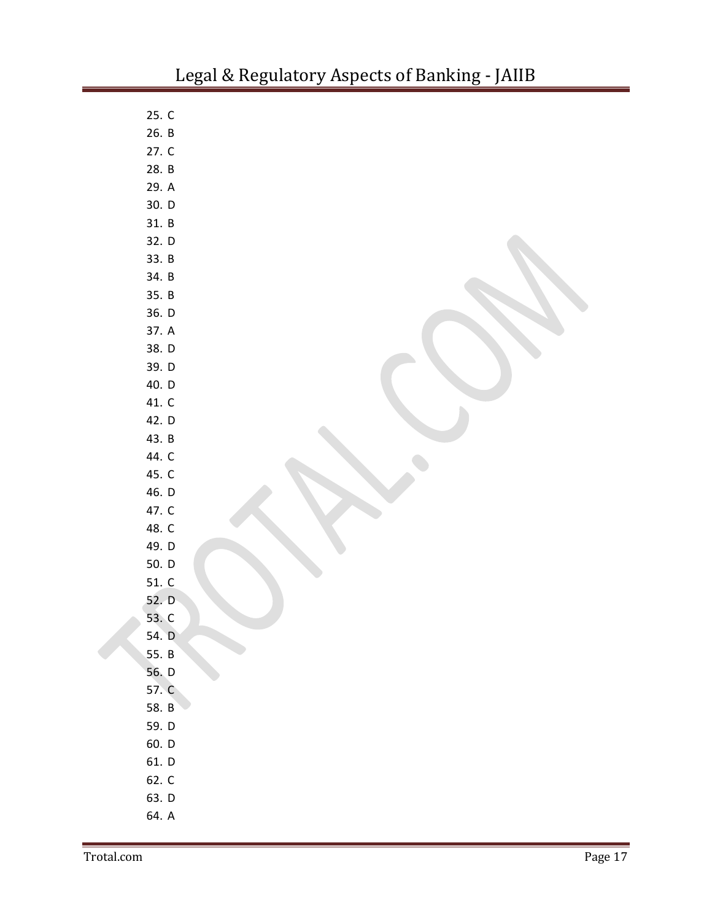25. C
26. B
27. C
28. B
29. A
30. D
31. B
32. D
33. B
34. B
35. B
36. D
37. A
38. D
39. D
40. D
41. C
42. D
43. B
44. C
45. C
46. D
47. C
48. C
49. D
50. D
51. C
52. D
53. C
54. D
55. B
56. D
57. C
58. B
59. D
60. D
61. D
62. C
63. D
64. A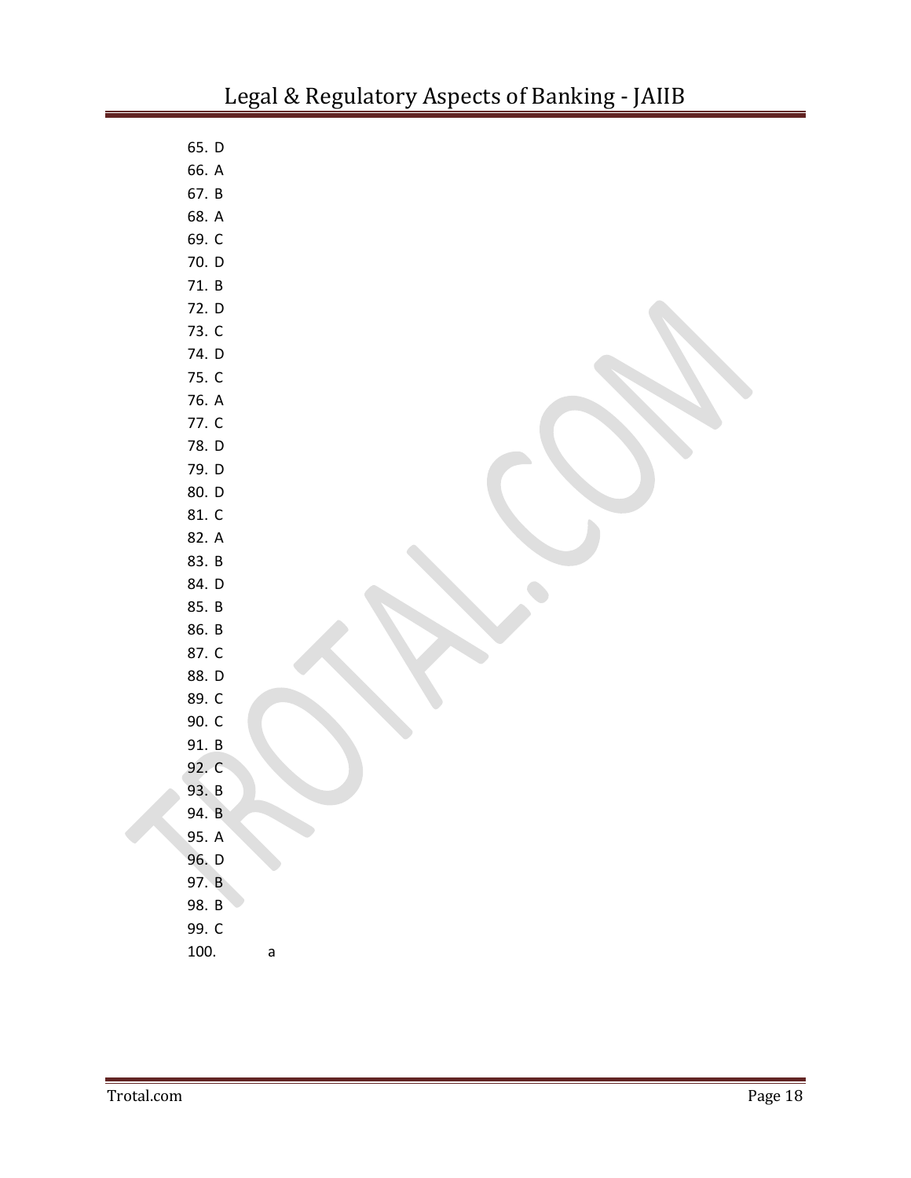65. D
66. A
67. B
68. A
69. C
70. D
71. B
72. D
73. C
74. D
75. C
76. A
77. C
78. D
79. D
80. D
81. C
82. A
83. B
84. D
85. B
86. B
87. C
88. D
89. C
90. C
91. B
92. C
93. B
94. B
95. A
96. D
97. B
98. B
99. C
100. a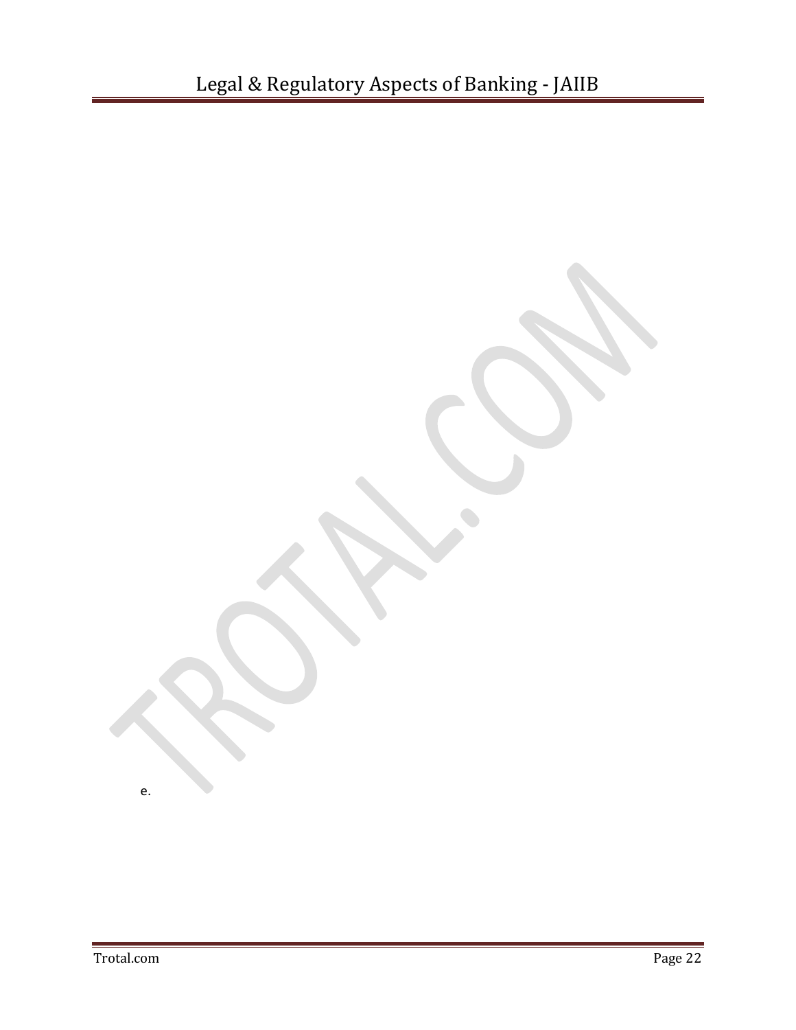e.